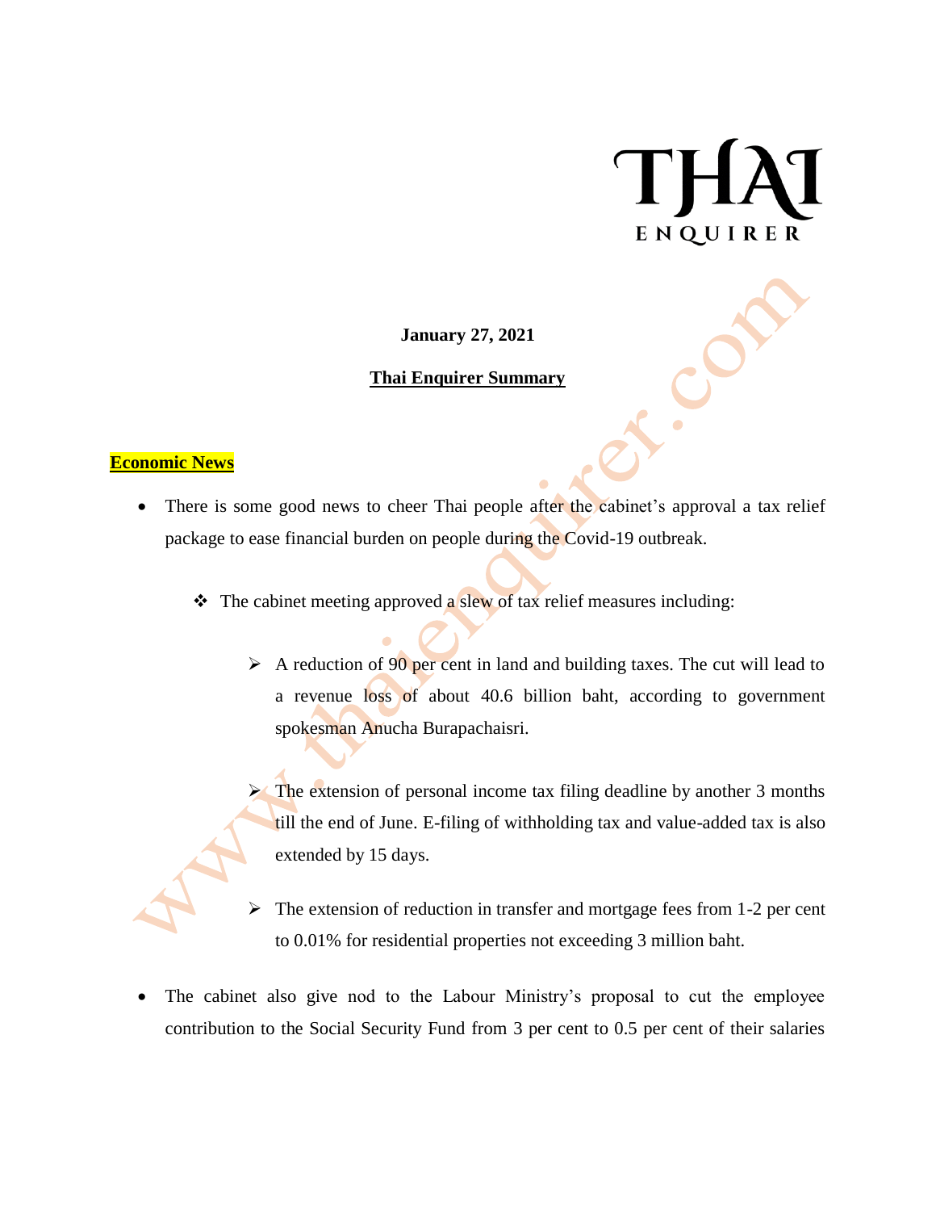**January 27, 2021**

**Thai Enquirer Summary**

**Economic News**

- There is some good news to cheer Thai people after the cabinet's approval a tax relief package to ease financial burden on people during the Covid-19 outbreak.

  - The cabinet meeting approved a slew of tax relief measures including:

    - A reduction of 90 per cent in land and building taxes. The cut will lead to a revenue loss of about 40.6 billion baht, according to government spokesman Anucha Burapachaisri.

    - The extension of personal income tax filing deadline by another 3 months till the end of June. E-filing of withholding tax and value-added tax is also extended by 15 days.

    - The extension of reduction in transfer and mortgage fees from 1-2 per cent to 0.01% for residential properties not exceeding 3 million baht.

- The cabinet also give nod to the Labour Ministry's proposal to cut the employee contribution to the Social Security Fund from 3 per cent to 0.5 per cent of their salaries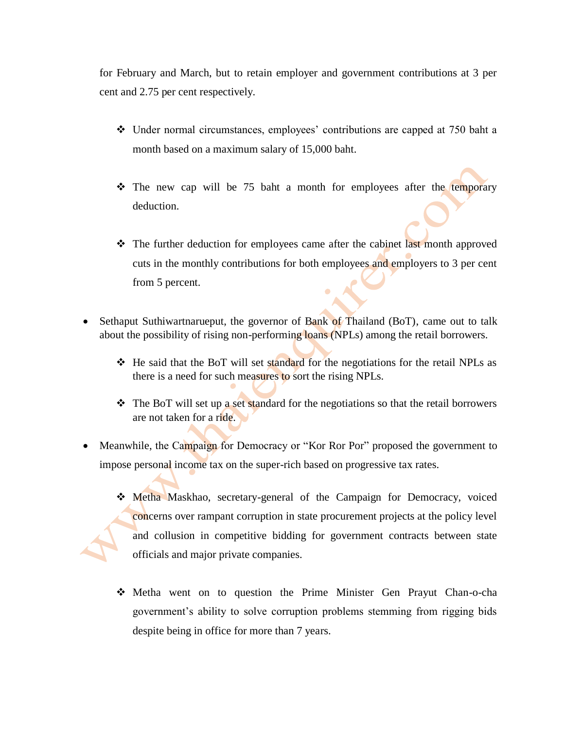for February and March, but to retain employer and government contributions at 3 per cent and 2.75 per cent respectively.

  - ❖ Under normal circumstances, employees' contributions are capped at 750 baht a month based on a maximum salary of 15,000 baht.

  - ❖ The new cap will be 75 baht a month for employees after the temporary deduction.

  - ❖ The further deduction for employees came after the cabinet last month approved cuts in the monthly contributions for both employees and employers to 3 per cent from 5 percent.

- Sethaput Suthiwartnarueput, the governor of Bank of Thailand (BoT), came out to talk about the possibility of rising non-performing loans (NPLs) among the retail borrowers.

  - ❖ He said that the BoT will set standard for the negotiations for the retail NPLs as there is a need for such measures to sort the rising NPLs.

  - ❖ The BoT will set up a set standard for the negotiations so that the retail borrowers are not taken for a ride.

- Meanwhile, the Campaign for Democracy or "Kor Ror Por" proposed the government to impose personal income tax on the super-rich based on progressive tax rates.

  - ❖ Metha Maskhao, secretary-general of the Campaign for Democracy, voiced concerns over rampant corruption in state procurement projects at the policy level and collusion in competitive bidding for government contracts between state officials and major private companies.

  - ❖ Metha went on to question the Prime Minister Gen Prayut Chan-o-cha government's ability to solve corruption problems stemming from rigging bids despite being in office for more than 7 years.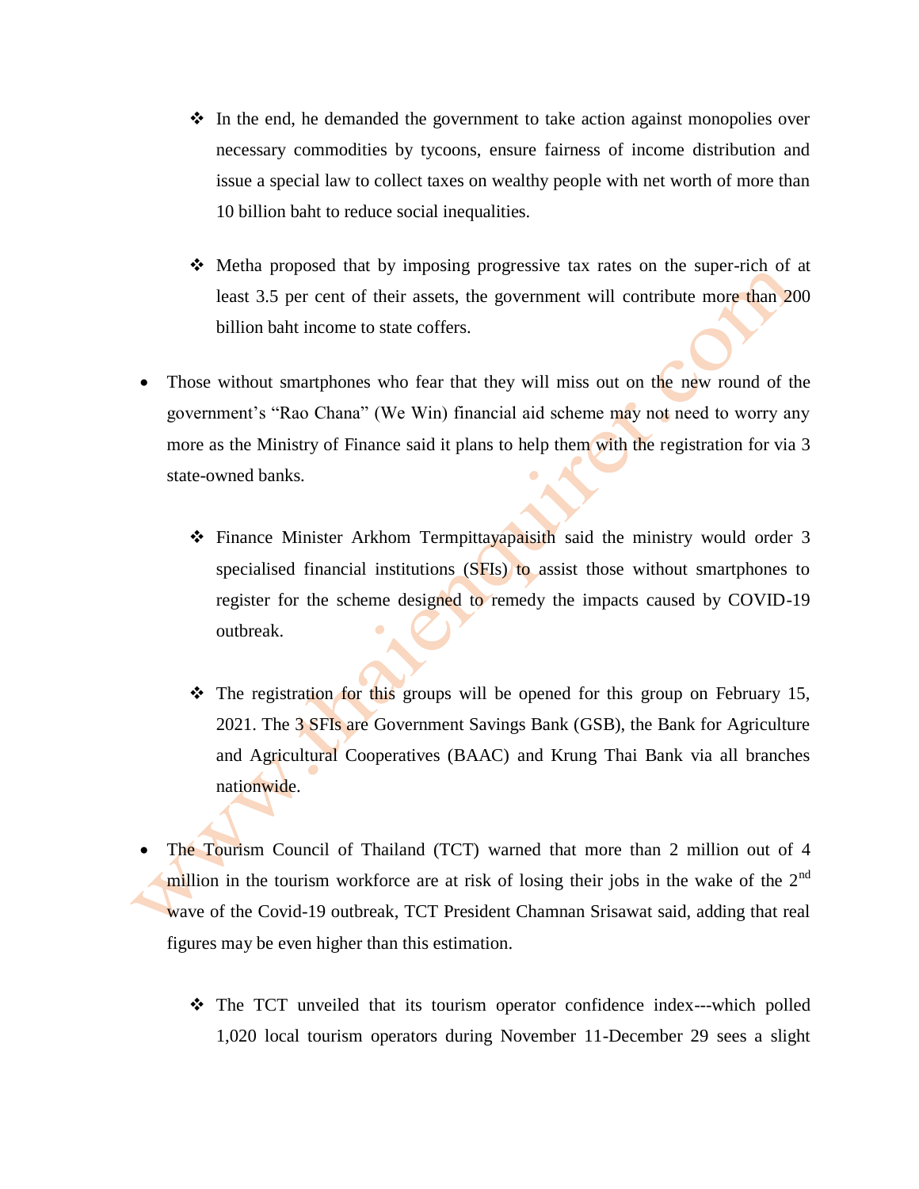- In the end, he demanded the government to take action against monopolies over necessary commodities by tycoons, ensure fairness of income distribution and issue a special law to collect taxes on wealthy people with net worth of more than 10 billion baht to reduce social inequalities.

  - Metha proposed that by imposing progressive tax rates on the super-rich of at least 3.5 per cent of their assets, the government will contribute more than 200 billion baht income to state coffers.

- Those without smartphones who fear that they will miss out on the new round of the government's "Rao Chana" (We Win) financial aid scheme may not need to worry any more as the Ministry of Finance said it plans to help them with the registration for via 3 state-owned banks.

  - Finance Minister Arkhom Termpittayapaisith said the ministry would order 3 specialised financial institutions (SFIs) to assist those without smartphones to register for the scheme designed to remedy the impacts caused by COVID-19 outbreak.

  - The registration for this groups will be opened for this group on February 15, 2021. The 3 SFIs are Government Savings Bank (GSB), the Bank for Agriculture and Agricultural Cooperatives (BAAC) and Krung Thai Bank via all branches nationwide.

- The Tourism Council of Thailand (TCT) warned that more than 2 million out of 4 million in the tourism workforce are at risk of losing their jobs in the wake of the 2nd wave of the Covid-19 outbreak, TCT President Chamnan Srisawat said, adding that real figures may be even higher than this estimation.

  - The TCT unveiled that its tourism operator confidence index---which polled 1,020 local tourism operators during November 11-December 29 sees a slight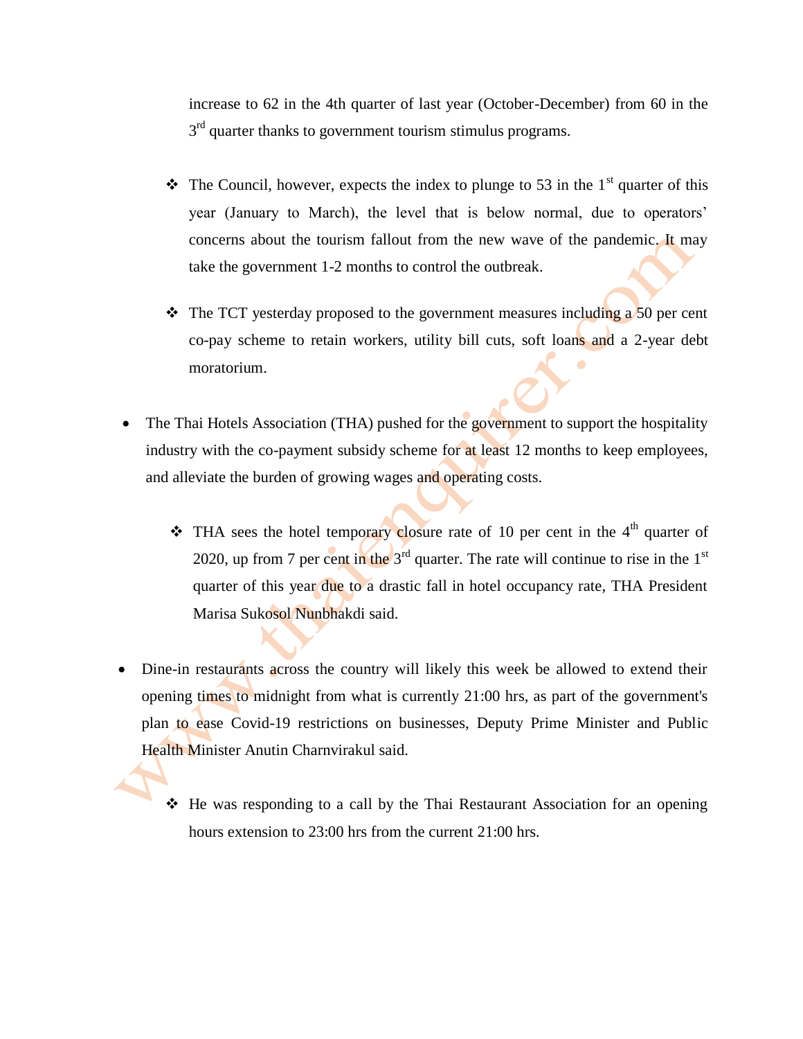increase to 62 in the 4th quarter of last year (October-December) from 60 in the 3rd quarter thanks to government tourism stimulus programs.

- ❖ The Council, however, expects the index to plunge to 53 in the 1st quarter of this year (January to March), the level that is below normal, due to operators' concerns about the tourism fallout from the new wave of the pandemic. It may take the government 1-2 months to control the outbreak.

- ❖ The TCT yesterday proposed to the government measures including a 50 per cent co-pay scheme to retain workers, utility bill cuts, soft loans and a 2-year debt moratorium.

- The Thai Hotels Association (THA) pushed for the government to support the hospitality industry with the co-payment subsidy scheme for at least 12 months to keep employees, and alleviate the burden of growing wages and operating costs.

  - ❖ THA sees the hotel temporary closure rate of 10 per cent in the 4th quarter of 2020, up from 7 per cent in the 3rd quarter. The rate will continue to rise in the 1st quarter of this year due to a drastic fall in hotel occupancy rate, THA President Marisa Sukosol Nunbhakdi said.

- Dine-in restaurants across the country will likely this week be allowed to extend their opening times to midnight from what is currently 21:00 hrs, as part of the government's plan to ease Covid-19 restrictions on businesses, Deputy Prime Minister and Public Health Minister Anutin Charnvirakul said.

  - ❖ He was responding to a call by the Thai Restaurant Association for an opening hours extension to 23:00 hrs from the current 21:00 hrs.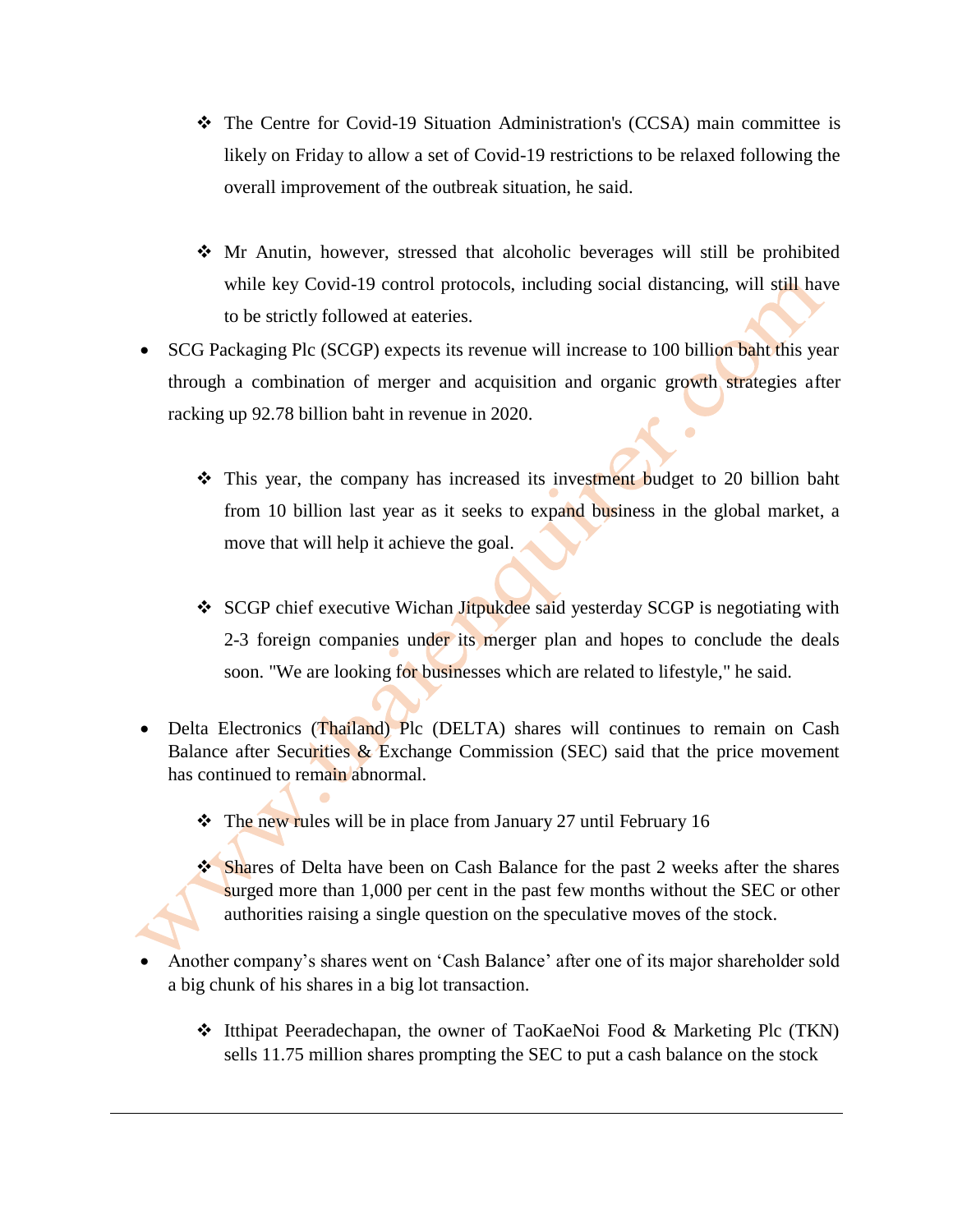- The Centre for Covid-19 Situation Administration's (CCSA) main committee is likely on Friday to allow a set of Covid-19 restrictions to be relaxed following the overall improvement of the outbreak situation, he said.

- Mr Anutin, however, stressed that alcoholic beverages will still be prohibited while key Covid-19 control protocols, including social distancing, will still have to be strictly followed at eateries.

- SCG Packaging Plc (SCGP) expects its revenue will increase to 100 billion baht this year through a combination of merger and acquisition and organic growth strategies after racking up 92.78 billion baht in revenue in 2020.

  - This year, the company has increased its investment budget to 20 billion baht from 10 billion last year as it seeks to expand business in the global market, a move that will help it achieve the goal.

  - SCGP chief executive Wichan Jitpukdee said yesterday SCGP is negotiating with 2-3 foreign companies under its merger plan and hopes to conclude the deals soon. "We are looking for businesses which are related to lifestyle," he said.

- Delta Electronics (Thailand) Plc (DELTA) shares will continues to remain on Cash Balance after Securities & Exchange Commission (SEC) said that the price movement has continued to remain abnormal.

  - The new rules will be in place from January 27 until February 16

  - Shares of Delta have been on Cash Balance for the past 2 weeks after the shares surged more than 1,000 per cent in the past few months without the SEC or other authorities raising a single question on the speculative moves of the stock.

- Another company's shares went on 'Cash Balance' after one of its major shareholder sold a big chunk of his shares in a big lot transaction.

  - Itthipat Peeradechapan, the owner of TaoKaeNoi Food & Marketing Plc (TKN) sells 11.75 million shares prompting the SEC to put a cash balance on the stock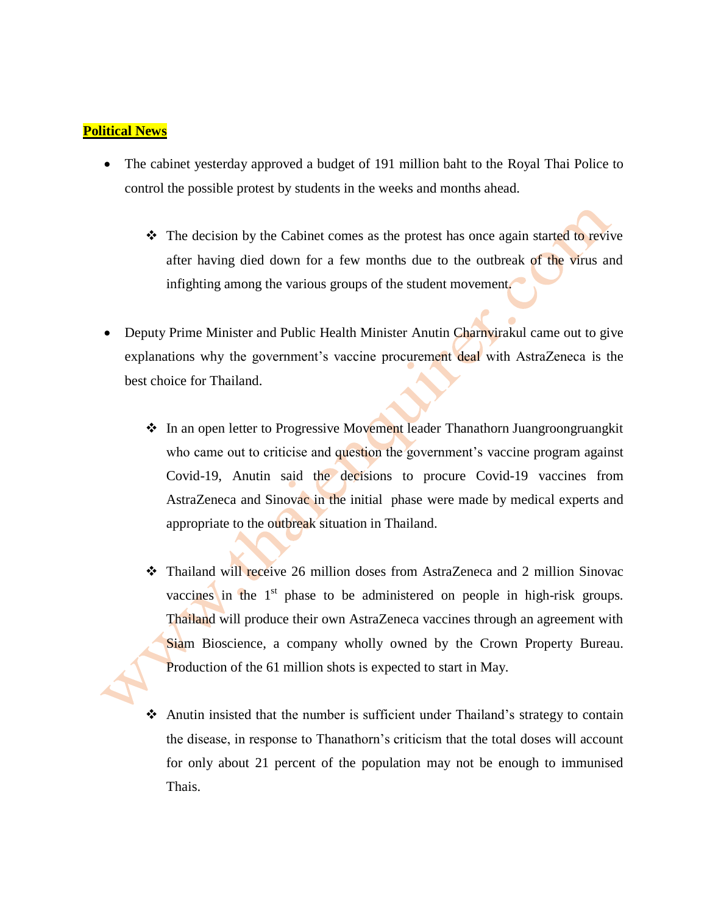**Political News**

- The cabinet yesterday approved a budget of 191 million baht to the Royal Thai Police to control the possible protest by students in the weeks and months ahead.
  - The decision by the Cabinet comes as the protest has once again started to revive after having died down for a few months due to the outbreak of the virus and infighting among the various groups of the student movement.

- Deputy Prime Minister and Public Health Minister Anutin Charnvirakul came out to give explanations why the government's vaccine procurement deal with AstraZeneca is the best choice for Thailand.
  - In an open letter to Progressive Movement leader Thanathorn Juangroongruangkit who came out to criticise and question the government's vaccine program against Covid-19, Anutin said the decisions to procure Covid-19 vaccines from AstraZeneca and Sinovac in the initial phase were made by medical experts and appropriate to the outbreak situation in Thailand.
  - Thailand will receive 26 million doses from AstraZeneca and 2 million Sinovac vaccines in the 1st phase to be administered on people in high-risk groups. Thailand will produce their own AstraZeneca vaccines through an agreement with Siam Bioscience, a company wholly owned by the Crown Property Bureau. Production of the 61 million shots is expected to start in May.
  - Anutin insisted that the number is sufficient under Thailand's strategy to contain the disease, in response to Thanathorn's criticism that the total doses will account for only about 21 percent of the population may not be enough to immunised Thais.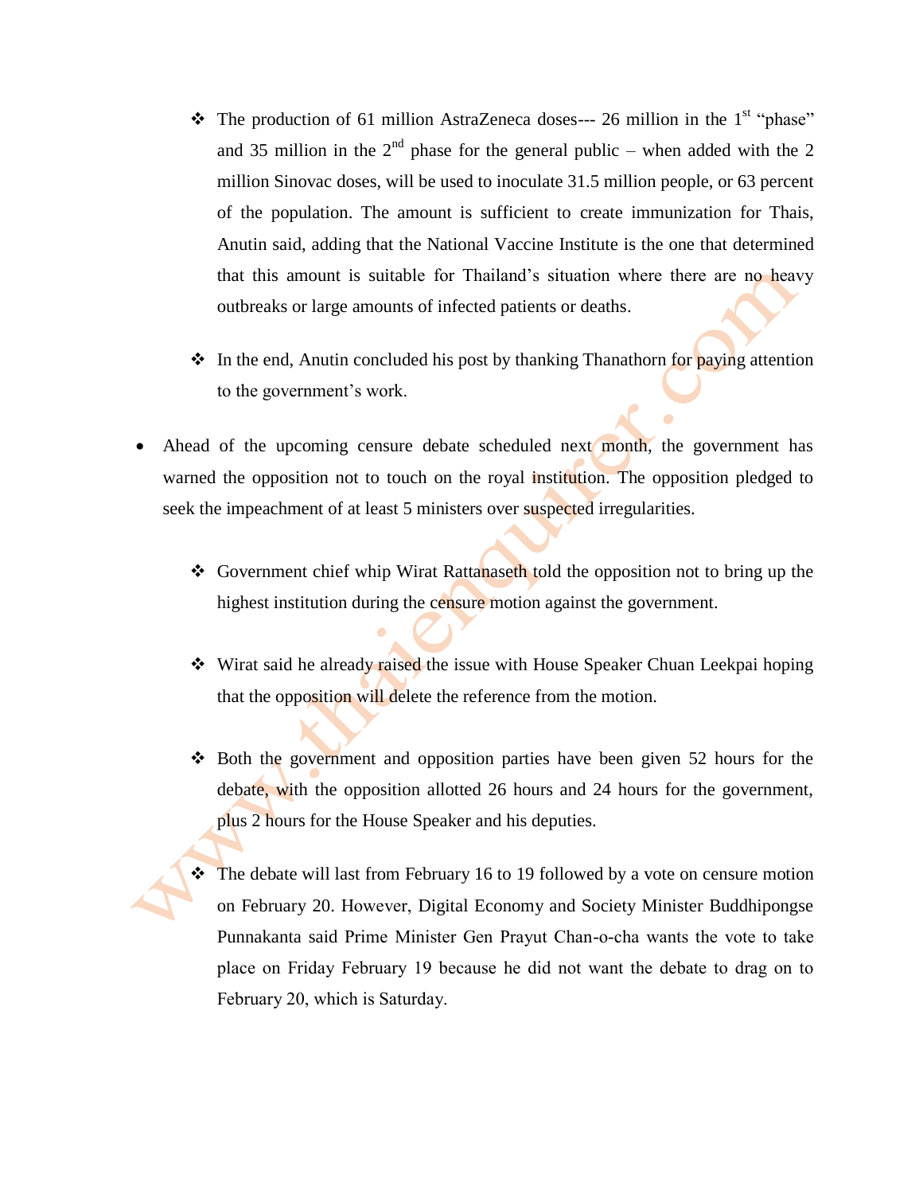- The production of 61 million AstraZeneca doses--- 26 million in the 1st "phase" and 35 million in the 2nd phase for the general public – when added with the 2 million Sinovac doses, will be used to inoculate 31.5 million people, or 63 percent of the population. The amount is sufficient to create immunization for Thais, Anutin said, adding that the National Vaccine Institute is the one that determined that this amount is suitable for Thailand's situation where there are no heavy outbreaks or large amounts of infected patients or deaths.

- In the end, Anutin concluded his post by thanking Thanathorn for paying attention to the government's work.

- Ahead of the upcoming censure debate scheduled next month, the government has warned the opposition not to touch on the royal institution. The opposition pledged to seek the impeachment of at least 5 ministers over suspected irregularities.

  - Government chief whip Wirat Rattanaseth told the opposition not to bring up the highest institution during the censure motion against the government.

  - Wirat said he already raised the issue with House Speaker Chuan Leekpai hoping that the opposition will delete the reference from the motion.

  - Both the government and opposition parties have been given 52 hours for the debate, with the opposition allotted 26 hours and 24 hours for the government, plus 2 hours for the House Speaker and his deputies.

  - The debate will last from February 16 to 19 followed by a vote on censure motion on February 20. However, Digital Economy and Society Minister Buddhipongse Punnakanta said Prime Minister Gen Prayut Chan-o-cha wants the vote to take place on Friday February 19 because he did not want the debate to drag on to February 20, which is Saturday.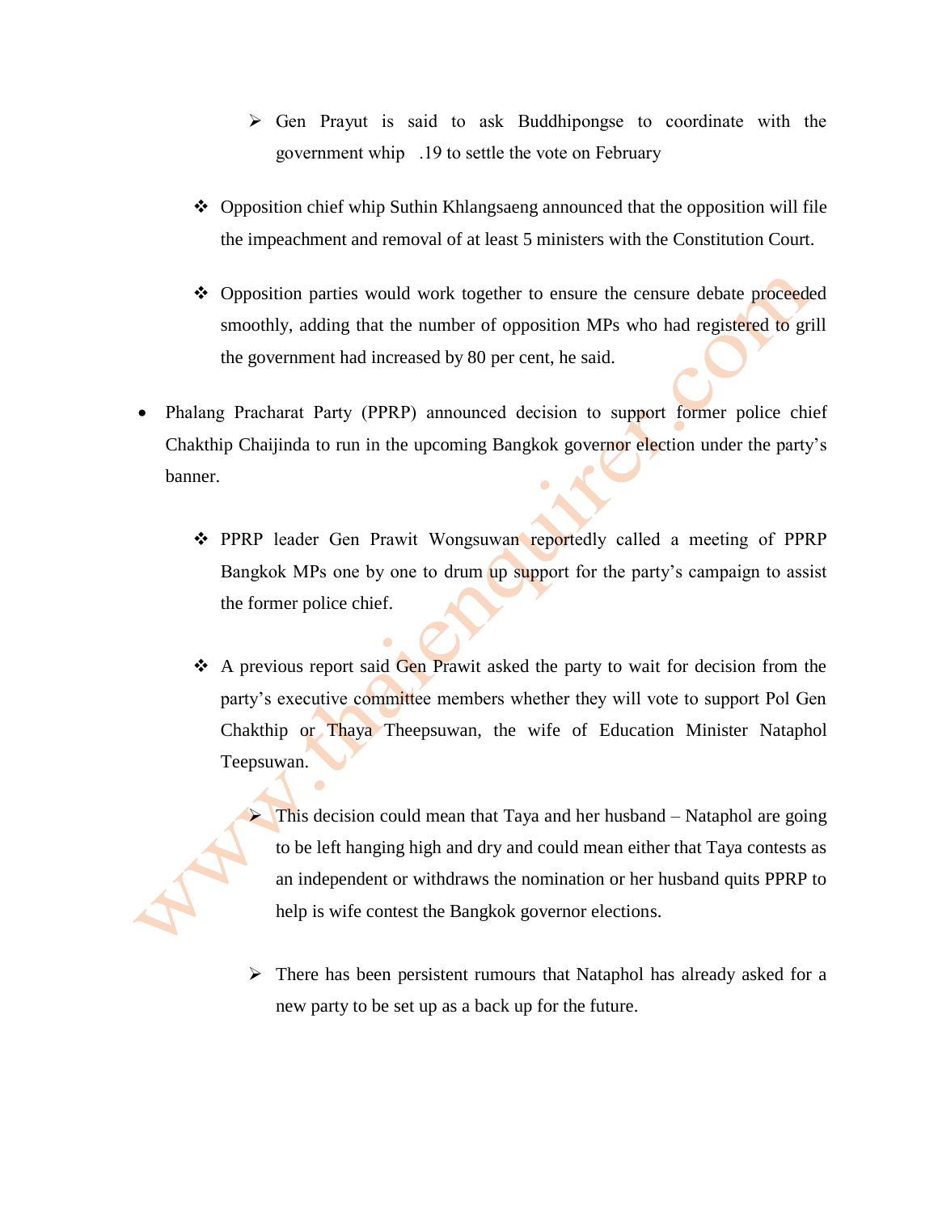- Gen Prayut is said to ask Buddhipongse to coordinate with the government whip .19 to settle the vote on February

    - Opposition chief whip Suthin Khlangsaeng announced that the opposition will file the impeachment and removal of at least 5 ministers with the Constitution Court.

    - Opposition parties would work together to ensure the censure debate proceeded smoothly, adding that the number of opposition MPs who had registered to grill the government had increased by 80 per cent, he said.

- Phalang Pracharat Party (PPRP) announced decision to support former police chief Chakthip Chaijinda to run in the upcoming Bangkok governor election under the party's banner.

    - PPRP leader Gen Prawit Wongsuwan reportedly called a meeting of PPRP Bangkok MPs one by one to drum up support for the party's campaign to assist the former police chief.

    - A previous report said Gen Prawit asked the party to wait for decision from the party's executive committee members whether they will vote to support Pol Gen Chakthip or Thaya Theepsuwan, the wife of Education Minister Nataphol Teepsuwan.

      - This decision could mean that Taya and her husband – Nataphol are going to be left hanging high and dry and could mean either that Taya contests as an independent or withdraws the nomination or her husband quits PPRP to help is wife contest the Bangkok governor elections.

      - There has been persistent rumours that Nataphol has already asked for a new party to be set up as a back up for the future.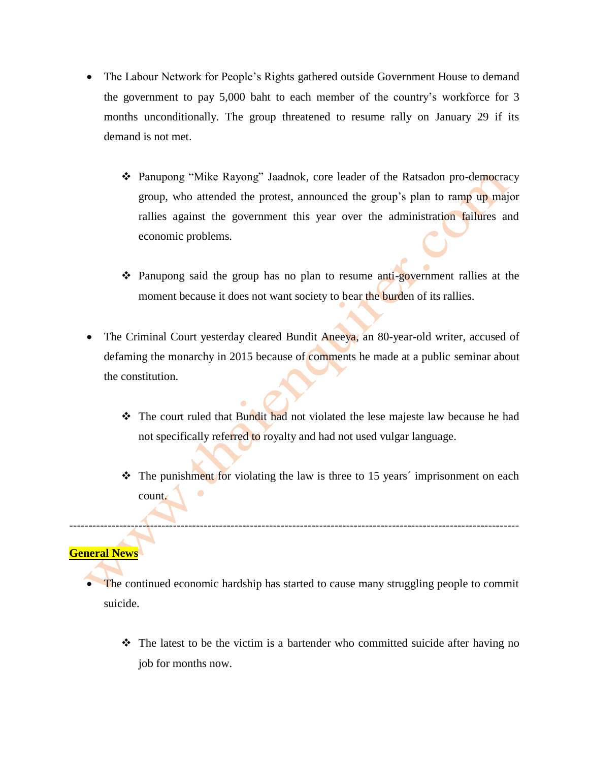- The Labour Network for People's Rights gathered outside Government House to demand the government to pay 5,000 baht to each member of the country's workforce for 3 months unconditionally. The group threatened to resume rally on January 29 if its demand is not met.

  - Panupong "Mike Rayong" Jaadnok, core leader of the Ratsadon pro-democracy group, who attended the protest, announced the group's plan to ramp up major rallies against the government this year over the administration failures and economic problems.

  - Panupong said the group has no plan to resume anti-government rallies at the moment because it does not want society to bear the burden of its rallies.

- The Criminal Court yesterday cleared Bundit Aneeya, an 80-year-old writer, accused of defaming the monarchy in 2015 because of comments he made at a public seminar about the constitution.

  - The court ruled that Bundit had not violated the lese majeste law because he had not specifically referred to royalty and had not used vulgar language.

  - The punishment for violating the law is three to 15 years´ imprisonment on each count.

---

**General News**

- The continued economic hardship has started to cause many struggling people to commit suicide.

  - The latest to be the victim is a bartender who committed suicide after having no job for months now.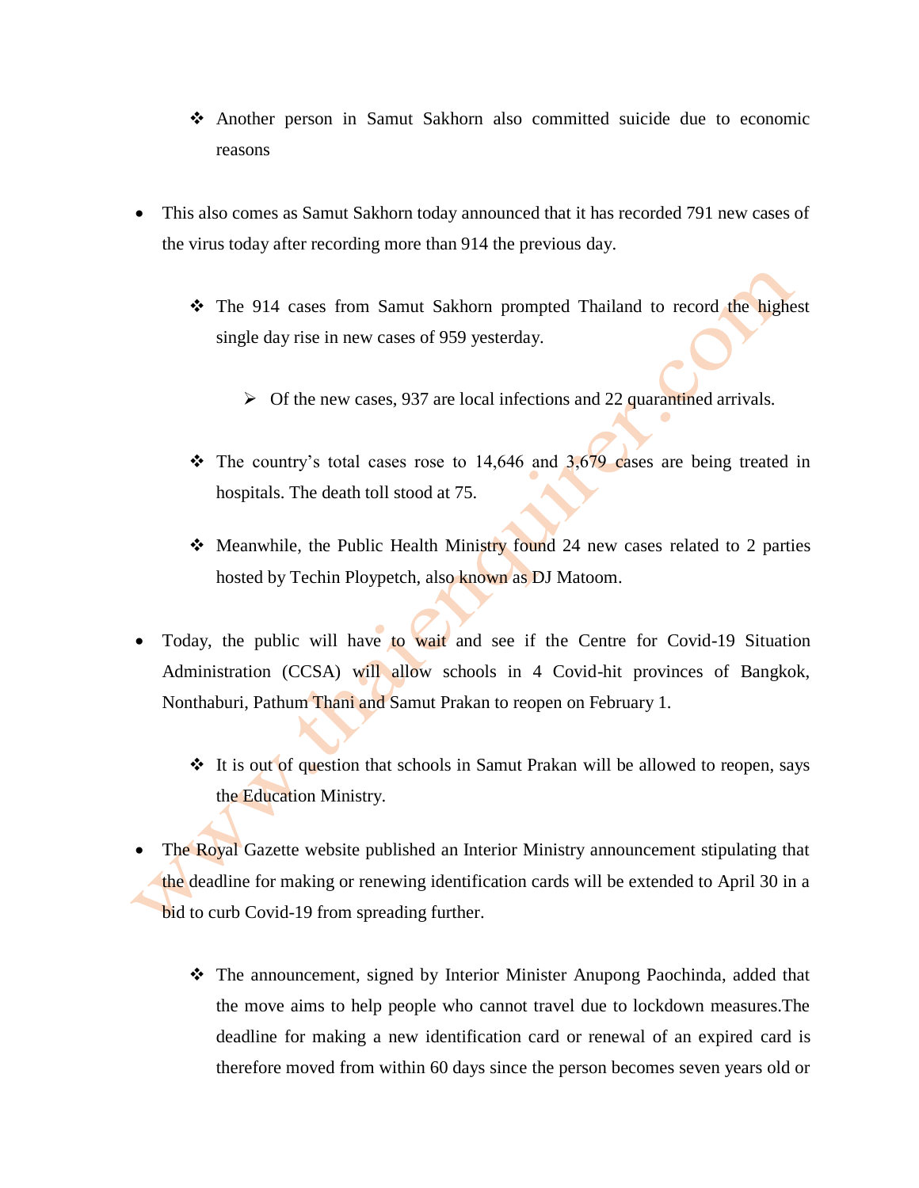- Another person in Samut Sakhorn also committed suicide due to economic reasons

- This also comes as Samut Sakhorn today announced that it has recorded 791 new cases of the virus today after recording more than 914 the previous day.

  - The 914 cases from Samut Sakhorn prompted Thailand to record the highest single day rise in new cases of 959 yesterday.

    - Of the new cases, 937 are local infections and 22 quarantined arrivals.

  - The country's total cases rose to 14,646 and 3,679 cases are being treated in hospitals. The death toll stood at 75.

  - Meanwhile, the Public Health Ministry found 24 new cases related to 2 parties hosted by Techin Ploypetch, also known as DJ Matoom.

- Today, the public will have to wait and see if the Centre for Covid-19 Situation Administration (CCSA) will allow schools in 4 Covid-hit provinces of Bangkok, Nonthaburi, Pathum Thani and Samut Prakan to reopen on February 1.

  - It is out of question that schools in Samut Prakan will be allowed to reopen, says the Education Ministry.

- The Royal Gazette website published an Interior Ministry announcement stipulating that the deadline for making or renewing identification cards will be extended to April 30 in a bid to curb Covid-19 from spreading further.

  - The announcement, signed by Interior Minister Anupong Paochinda, added that the move aims to help people who cannot travel due to lockdown measures.The deadline for making a new identification card or renewal of an expired card is therefore moved from within 60 days since the person becomes seven years old or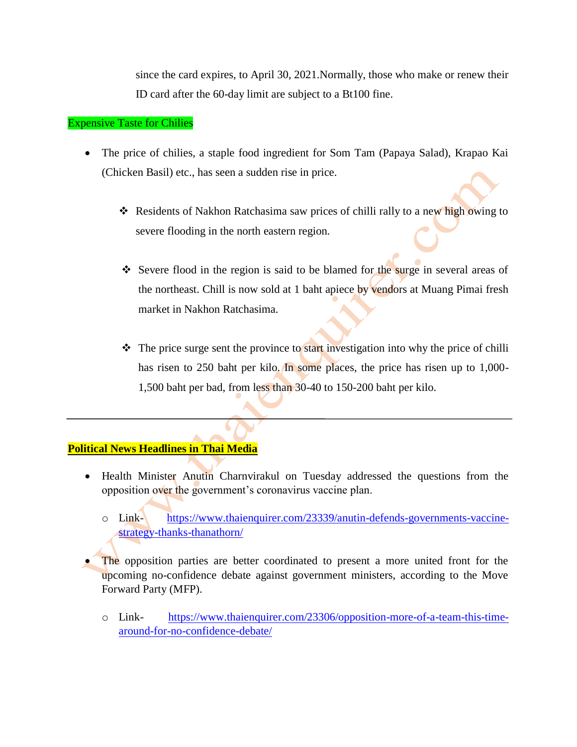since the card expires, to April 30, 2021.Normally, those who make or renew their ID card after the 60-day limit are subject to a Bt100 fine.

## Expensive Taste for Chilies

- The price of chilies, a staple food ingredient for Som Tam (Papaya Salad), Krapao Kai (Chicken Basil) etc., has seen a sudden rise in price.
  - Residents of Nakhon Ratchasima saw prices of chilli rally to a new high owing to severe flooding in the north eastern region.
  - Severe flood in the region is said to be blamed for the surge in several areas of the northeast. Chill is now sold at 1 baht apiece by vendors at Muang Pimai fresh market in Nakhon Ratchasima.
  - The price surge sent the province to start investigation into why the price of chilli has risen to 250 baht per kilo. In some places, the price has risen up to 1,000-1,500 baht per bad, from less than 30-40 to 150-200 baht per kilo.

---

## **Political News Headlines in Thai Media**

- Health Minister Anutin Charnvirakul on Tuesday addressed the questions from the opposition over the government's coronavirus vaccine plan.
  - Link- [https://www.thaienquirer.com/23339/anutin-defends-governments-vaccine-strategy-thanks-thanathorn/](https://www.thaienquirer.com/23339/anutin-defends-governments-vaccine-strategy-thanks-thanathorn/)
- The opposition parties are better coordinated to present a more united front for the upcoming no-confidence debate against government ministers, according to the Move Forward Party (MFP).
  - Link- [https://www.thaienquirer.com/23306/opposition-more-of-a-team-this-time-around-for-no-confidence-debate/](https://www.thaienquirer.com/23306/opposition-more-of-a-team-this-time-around-for-no-confidence-debate/)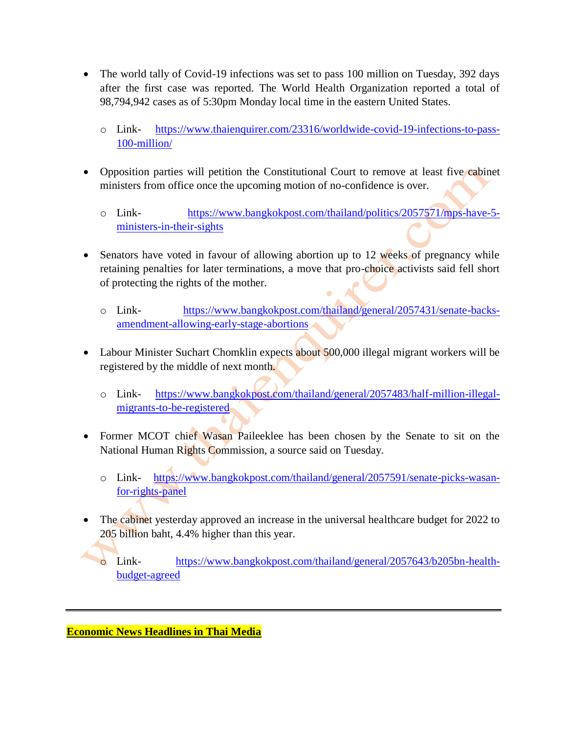- The world tally of Covid-19 infections was set to pass 100 million on Tuesday, 392 days after the first case was reported. The World Health Organization reported a total of 98,794,942 cases as of 5:30pm Monday local time in the eastern United States.
    - Link- https://www.thaienquirer.com/23316/worldwide-covid-19-infections-to-pass-100-million/

- Opposition parties will petition the Constitutional Court to remove at least five cabinet ministers from office once the upcoming motion of no-confidence is over.
    - Link- https://www.bangkokpost.com/thailand/politics/2057571/mps-have-5-ministers-in-their-sights

- Senators have voted in favour of allowing abortion up to 12 weeks of pregnancy while retaining penalties for later terminations, a move that pro-choice activists said fell short of protecting the rights of the mother.
    - Link- https://www.bangkokpost.com/thailand/general/2057431/senate-backs-amendment-allowing-early-stage-abortions

- Labour Minister Suchart Chomklin expects about 500,000 illegal migrant workers will be registered by the middle of next month.
    - Link- https://www.bangkokpost.com/thailand/general/2057483/half-million-illegal-migrants-to-be-registered

- Former MCOT chief Wasan Paileeklee has been chosen by the Senate to sit on the National Human Rights Commission, a source said on Tuesday.
    - Link- https://www.bangkokpost.com/thailand/general/2057591/senate-picks-wasan-for-rights-panel

- The cabinet yesterday approved an increase in the universal healthcare budget for 2022 to 205 billion baht, 4.4% higher than this year.
    - Link- https://www.bangkokpost.com/thailand/general/2057643/b205bn-health-budget-agreed

---

**Economic News Headlines in Thai Media**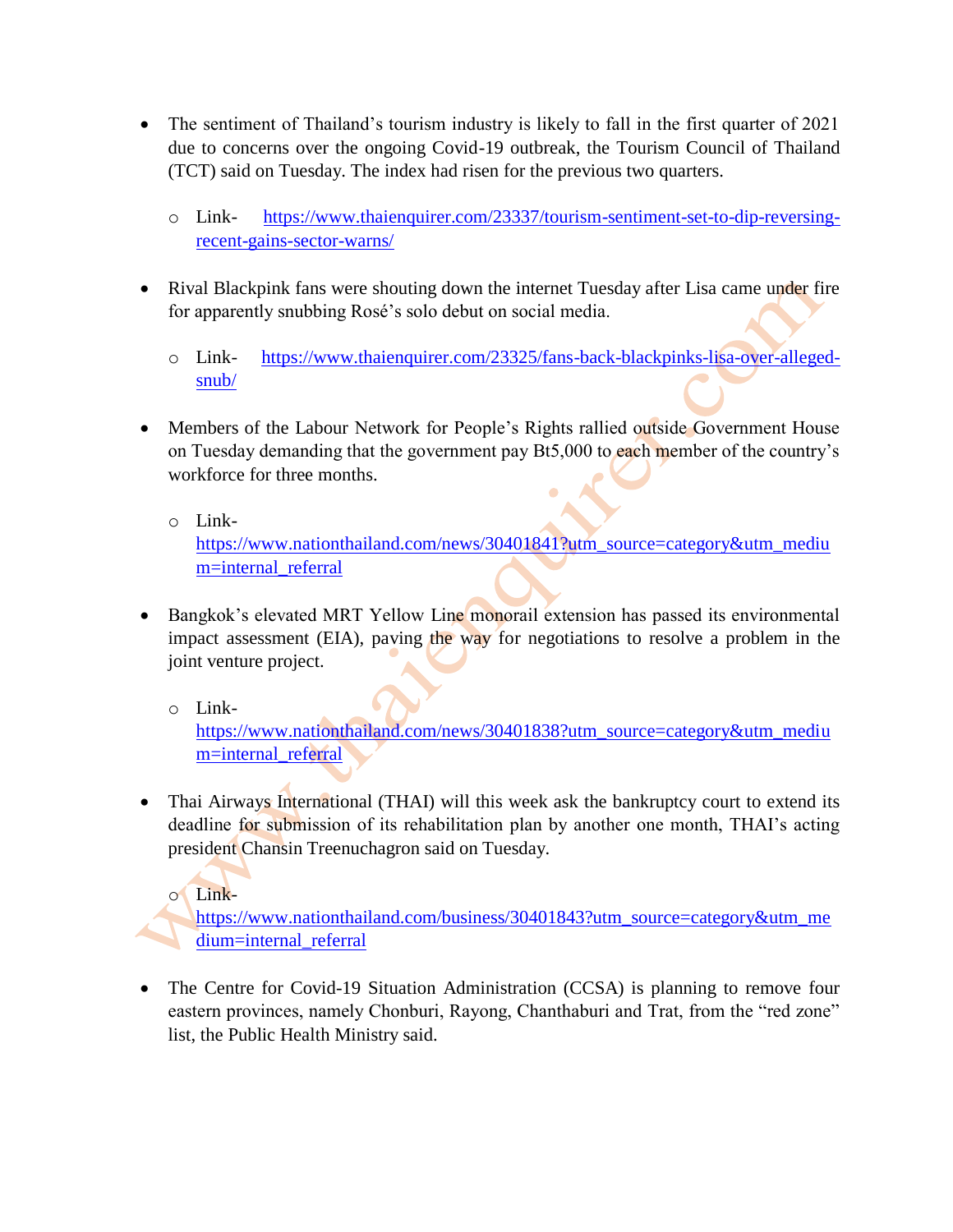- The sentiment of Thailand's tourism industry is likely to fall in the first quarter of 2021 due to concerns over the ongoing Covid-19 outbreak, the Tourism Council of Thailand (TCT) said on Tuesday. The index had risen for the previous two quarters.
    - Link- https://www.thaienquirer.com/23337/tourism-sentiment-set-to-dip-reversing-recent-gains-sector-warns/

- Rival Blackpink fans were shouting down the internet Tuesday after Lisa came under fire for apparently snubbing Rosé's solo debut on social media.
    - Link- https://www.thaienquirer.com/23325/fans-back-blackpinks-lisa-over-alleged-snub/

- Members of the Labour Network for People's Rights rallied outside Government House on Tuesday demanding that the government pay Bt5,000 to each member of the country's workforce for three months.
    - Link- https://www.nationthailand.com/news/30401841?utm_source=category&utm_medium=internal_referral

- Bangkok's elevated MRT Yellow Line monorail extension has passed its environmental impact assessment (EIA), paving the way for negotiations to resolve a problem in the joint venture project.
    - Link- https://www.nationthailand.com/news/30401838?utm_source=category&utm_medium=internal_referral

- Thai Airways International (THAI) will this week ask the bankruptcy court to extend its deadline for submission of its rehabilitation plan by another one month, THAI's acting president Chansin Treenuchagron said on Tuesday.
    - Link- https://www.nationthailand.com/business/30401843?utm_source=category&utm_medium=internal_referral

- The Centre for Covid-19 Situation Administration (CCSA) is planning to remove four eastern provinces, namely Chonburi, Rayong, Chanthaburi and Trat, from the "red zone" list, the Public Health Ministry said.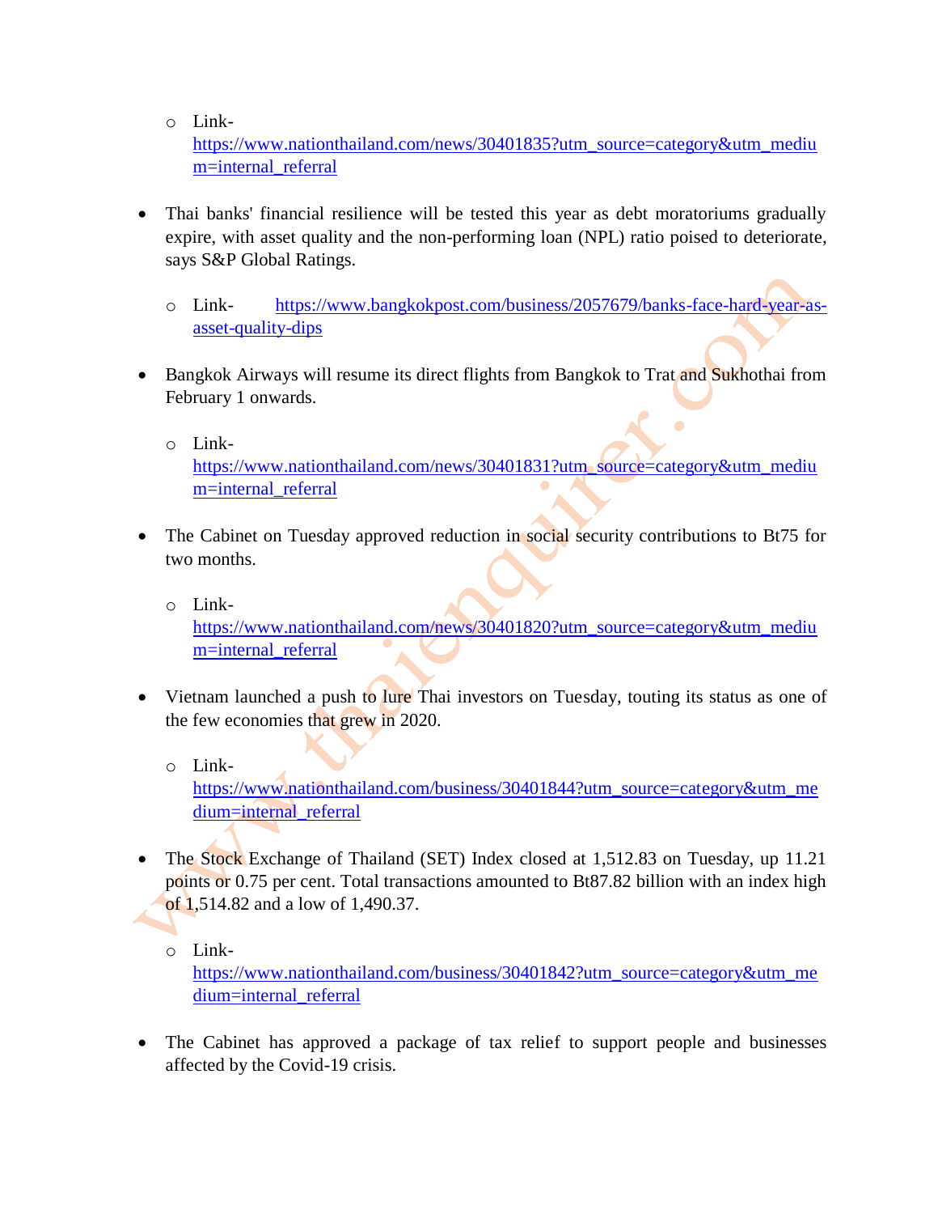- Link- https://www.nationthailand.com/news/30401835?utm_source=category&utm_medium=internal_referral

- Thai banks' financial resilience will be tested this year as debt moratoriums gradually expire, with asset quality and the non-performing loan (NPL) ratio poised to deteriorate, says S&P Global Ratings.

  - Link- https://www.bangkokpost.com/business/2057679/banks-face-hard-year-as-asset-quality-dips

- Bangkok Airways will resume its direct flights from Bangkok to Trat and Sukhothai from February 1 onwards.

  - Link- https://www.nationthailand.com/news/30401831?utm_source=category&utm_medium=internal_referral

- The Cabinet on Tuesday approved reduction in social security contributions to Bt75 for two months.

  - Link- https://www.nationthailand.com/news/30401820?utm_source=category&utm_medium=internal_referral

- Vietnam launched a push to lure Thai investors on Tuesday, touting its status as one of the few economies that grew in 2020.

  - Link- https://www.nationthailand.com/business/30401844?utm_source=category&utm_medium=internal_referral

- The Stock Exchange of Thailand (SET) Index closed at 1,512.83 on Tuesday, up 11.21 points or 0.75 per cent. Total transactions amounted to Bt87.82 billion with an index high of 1,514.82 and a low of 1,490.37.

  - Link- https://www.nationthailand.com/business/30401842?utm_source=category&utm_medium=internal_referral

- The Cabinet has approved a package of tax relief to support people and businesses affected by the Covid-19 crisis.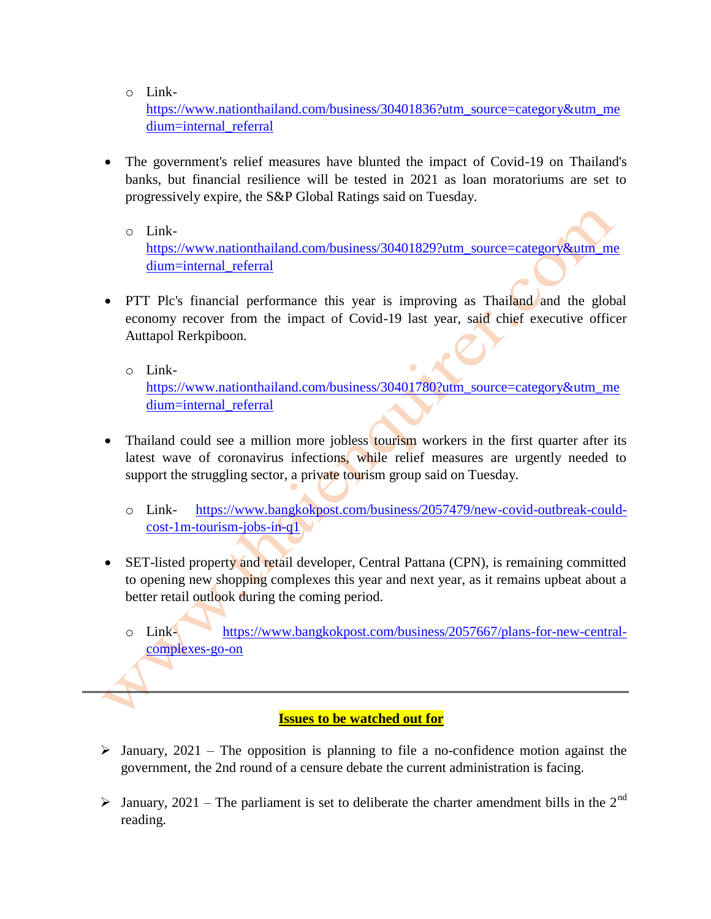- Link- https://www.nationthailand.com/business/30401836?utm_source=category&utm_medium=internal_referral

- The government's relief measures have blunted the impact of Covid-19 on Thailand's banks, but financial resilience will be tested in 2021 as loan moratoriums are set to progressively expire, the S&P Global Ratings said on Tuesday.

  - Link- https://www.nationthailand.com/business/30401829?utm_source=category&utm_medium=internal_referral

- PTT Plc's financial performance this year is improving as Thailand and the global economy recover from the impact of Covid-19 last year, said chief executive officer Auttapol Rerkpiboon.

  - Link- https://www.nationthailand.com/business/30401780?utm_source=category&utm_medium=internal_referral

- Thailand could see a million more jobless tourism workers in the first quarter after its latest wave of coronavirus infections, while relief measures are urgently needed to support the struggling sector, a private tourism group said on Tuesday.

  - Link- https://www.bangkokpost.com/business/2057479/new-covid-outbreak-could-cost-1m-tourism-jobs-in-q1

- SET-listed property and retail developer, Central Pattana (CPN), is remaining committed to opening new shopping complexes this year and next year, as it remains upbeat about a better retail outlook during the coming period.

  - Link- https://www.bangkokpost.com/business/2057667/plans-for-new-central-complexes-go-on

---

**Issues to be watched out for**

- January, 2021 – The opposition is planning to file a no-confidence motion against the government, the 2nd round of a censure debate the current administration is facing.

- January, 2021 – The parliament is set to deliberate the charter amendment bills in the 2nd reading.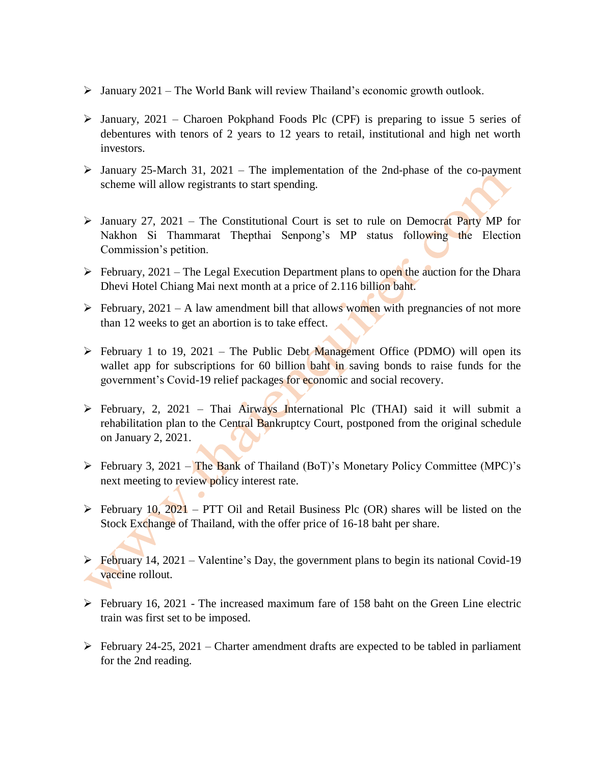- January 2021 – The World Bank will review Thailand's economic growth outlook.
- January, 2021 – Charoen Pokphand Foods Plc (CPF) is preparing to issue 5 series of debentures with tenors of 2 years to 12 years to retail, institutional and high net worth investors.
- January 25-March 31, 2021 – The implementation of the 2nd-phase of the co-payment scheme will allow registrants to start spending.
- January 27, 2021 – The Constitutional Court is set to rule on Democrat Party MP for Nakhon Si Thammarat Thepthai Senpong's MP status following the Election Commission's petition.
- February, 2021 – The Legal Execution Department plans to open the auction for the Dhara Dhevi Hotel Chiang Mai next month at a price of 2.116 billion baht.
- February, 2021 – A law amendment bill that allows women with pregnancies of not more than 12 weeks to get an abortion is to take effect.
- February 1 to 19, 2021 – The Public Debt Management Office (PDMO) will open its wallet app for subscriptions for 60 billion baht in saving bonds to raise funds for the government's Covid-19 relief packages for economic and social recovery.
- February, 2, 2021 – Thai Airways International Plc (THAI) said it will submit a rehabilitation plan to the Central Bankruptcy Court, postponed from the original schedule on January 2, 2021.
- February 3, 2021 – The Bank of Thailand (BoT)'s Monetary Policy Committee (MPC)'s next meeting to review policy interest rate.
- February 10, 2021 – PTT Oil and Retail Business Plc (OR) shares will be listed on the Stock Exchange of Thailand, with the offer price of 16-18 baht per share.
- February 14, 2021 – Valentine's Day, the government plans to begin its national Covid-19 vaccine rollout.
- February 16, 2021 - The increased maximum fare of 158 baht on the Green Line electric train was first set to be imposed.
- February 24-25, 2021 – Charter amendment drafts are expected to be tabled in parliament for the 2nd reading.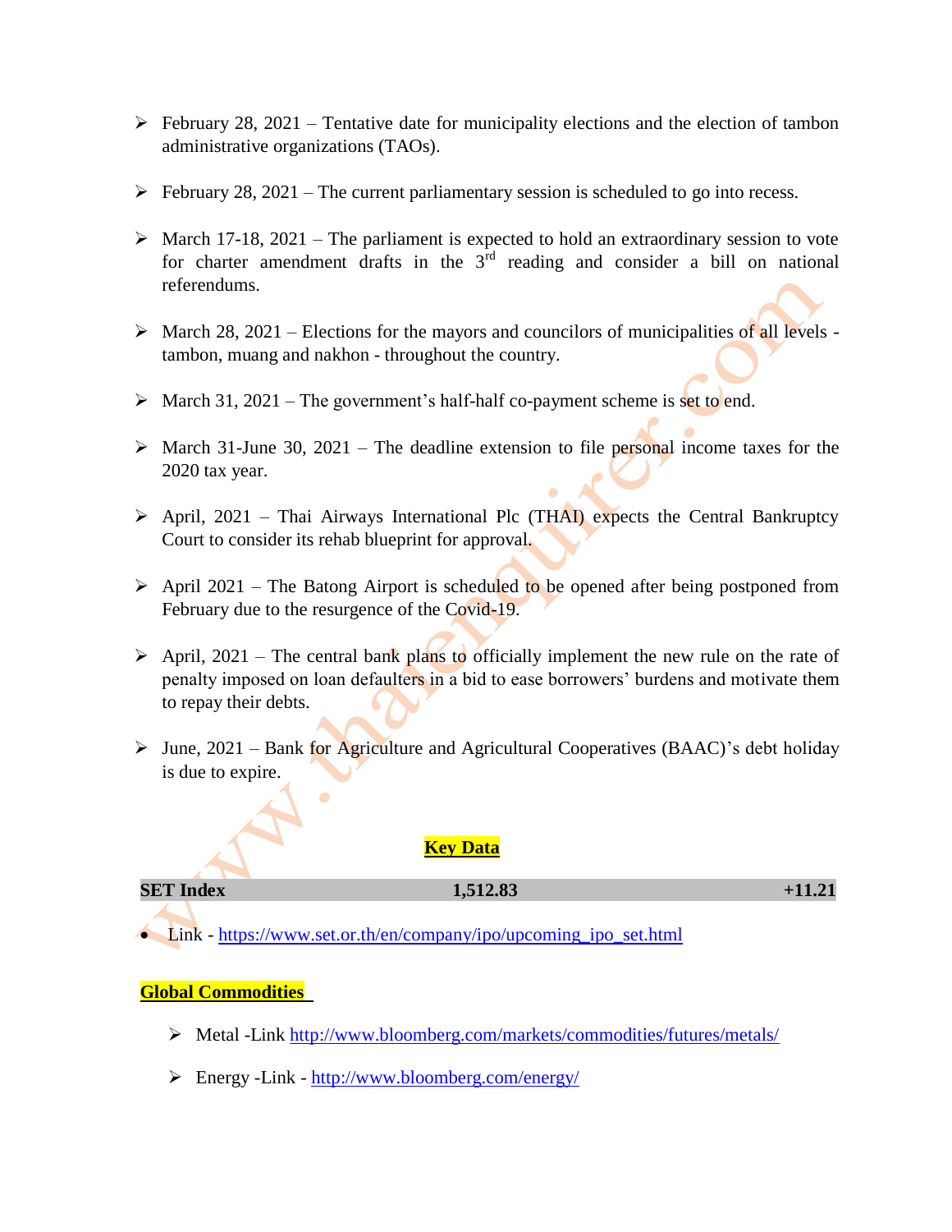- February 28, 2021 – Tentative date for municipality elections and the election of tambon administrative organizations (TAOs).

- February 28, 2021 – The current parliamentary session is scheduled to go into recess.

- March 17-18, 2021 – The parliament is expected to hold an extraordinary session to vote for charter amendment drafts in the 3rd reading and consider a bill on national referendums.

- March 28, 2021 – Elections for the mayors and councilors of municipalities of all levels - tambon, muang and nakhon - throughout the country.

- March 31, 2021 – The government's half-half co-payment scheme is set to end.

- March 31-June 30, 2021 – The deadline extension to file personal income taxes for the 2020 tax year.

- April, 2021 – Thai Airways International Plc (THAI) expects the Central Bankruptcy Court to consider its rehab blueprint for approval.

- April 2021 – The Batong Airport is scheduled to be opened after being postponed from February due to the resurgence of the Covid-19.

- April, 2021 – The central bank plans to officially implement the new rule on the rate of penalty imposed on loan defaulters in a bid to ease borrowers' burdens and motivate them to repay their debts.

- June, 2021 – Bank for Agriculture and Agricultural Cooperatives (BAAC)'s debt holiday is due to expire.

## Key Data

| SET Index | 1,512.83 | +11.21 |
|---|---|---|

- Link - https://www.set.or.th/en/company/ipo/upcoming_ipo_set.html

## Global Commodities

- Metal -Link http://www.bloomberg.com/markets/commodities/futures/metals/
- Energy -Link - http://www.bloomberg.com/energy/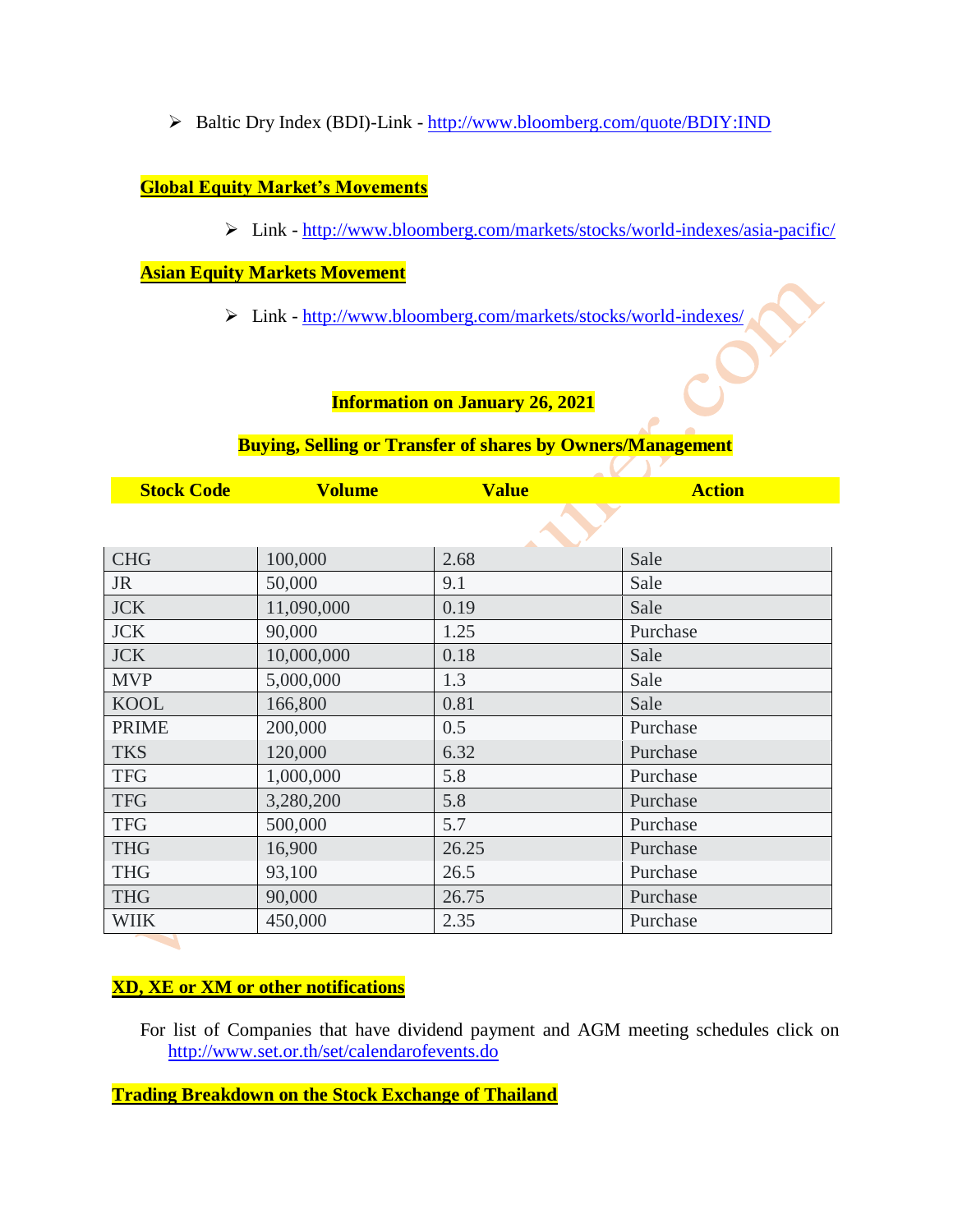- Baltic Dry Index (BDI)-Link - http://www.bloomberg.com/quote/BDIY:IND

**Global Equity Market's Movements**

- Link - http://www.bloomberg.com/markets/stocks/world-indexes/asia-pacific/

**Asian Equity Markets Movement**

- Link - http://www.bloomberg.com/markets/stocks/world-indexes/

**Information on January 26, 2021**

**Buying, Selling or Transfer of shares by Owners/Management**

| Stock Code | Volume | Value | Action |
|---|---|---|---|
| CHG | 100,000 | 2.68 | Sale |
| JR | 50,000 | 9.1 | Sale |
| JCK | 11,090,000 | 0.19 | Sale |
| JCK | 90,000 | 1.25 | Purchase |
| JCK | 10,000,000 | 0.18 | Sale |
| MVP | 5,000,000 | 1.3 | Sale |
| KOOL | 166,800 | 0.81 | Sale |
| PRIME | 200,000 | 0.5 | Purchase |
| TKS | 120,000 | 6.32 | Purchase |
| TFG | 1,000,000 | 5.8 | Purchase |
| TFG | 3,280,200 | 5.8 | Purchase |
| TFG | 500,000 | 5.7 | Purchase |
| THG | 16,900 | 26.25 | Purchase |
| THG | 93,100 | 26.5 | Purchase |
| THG | 90,000 | 26.75 | Purchase |
| WIIK | 450,000 | 2.35 | Purchase |

**XD, XE or XM or other notifications**

For list of Companies that have dividend payment and AGM meeting schedules click on http://www.set.or.th/set/calendarofevents.do

**Trading Breakdown on the Stock Exchange of Thailand**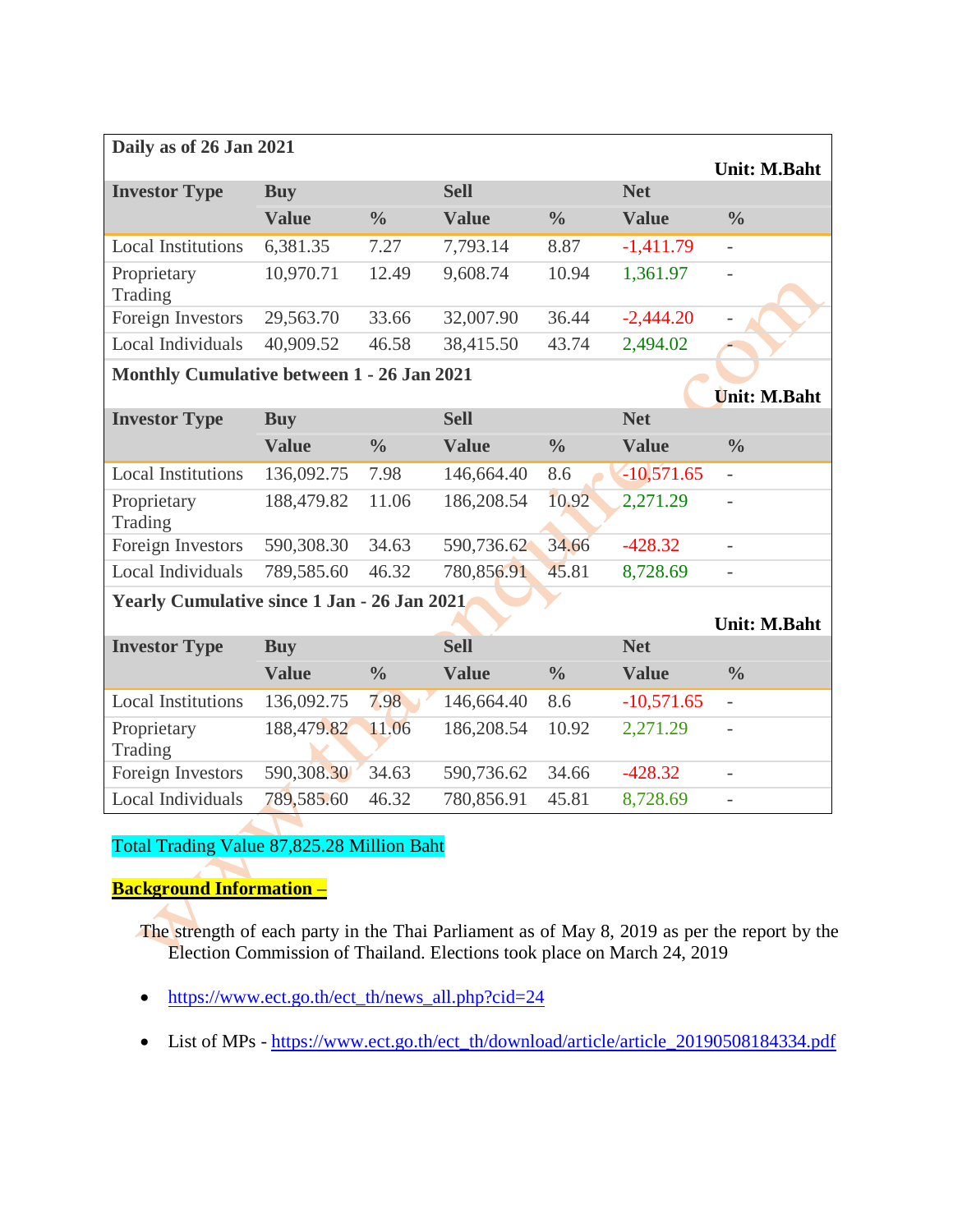| Daily as of 26 Jan 2021 | | | | | | |
|---|---|---|---|---|---|---|
| | | | | | | Unit: M.Baht |
| **Investor Type** | **Buy** | | **Sell** | | **Net** | |
| | **Value** | **%** | **Value** | **%** | **Value** | **%** |
| Local Institutions | 6,381.35 | 7.27 | 7,793.14 | 8.87 | -1,411.79 | - |
| Proprietary Trading | 10,970.71 | 12.49 | 9,608.74 | 10.94 | 1,361.97 | - |
| Foreign Investors | 29,563.70 | 33.66 | 32,007.90 | 36.44 | -2,444.20 | - |
| Local Individuals | 40,909.52 | 46.58 | 38,415.50 | 43.74 | 2,494.02 | - |

| Monthly Cumulative between 1 - 26 Jan 2021 | | | | | | |
|---|---|---|---|---|---|---|
| | | | | | | Unit: M.Baht |
| **Investor Type** | **Buy** | | **Sell** | | **Net** | |
| | **Value** | **%** | **Value** | **%** | **Value** | **%** |
| Local Institutions | 136,092.75 | 7.98 | 146,664.40 | 8.6 | -10,571.65 | - |
| Proprietary Trading | 188,479.82 | 11.06 | 186,208.54 | 10.92 | 2,271.29 | - |
| Foreign Investors | 590,308.30 | 34.63 | 590,736.62 | 34.66 | -428.32 | - |
| Local Individuals | 789,585.60 | 46.32 | 780,856.91 | 45.81 | 8,728.69 | - |

| Yearly Cumulative since 1 Jan - 26 Jan 2021 | | | | | | |
|---|---|---|---|---|---|---|
| | | | | | | Unit: M.Baht |
| **Investor Type** | **Buy** | | **Sell** | | **Net** | |
| | **Value** | **%** | **Value** | **%** | **Value** | **%** |
| Local Institutions | 136,092.75 | 7.98 | 146,664.40 | 8.6 | -10,571.65 | - |
| Proprietary Trading | 188,479.82 | 11.06 | 186,208.54 | 10.92 | 2,271.29 | - |
| Foreign Investors | 590,308.30 | 34.63 | 590,736.62 | 34.66 | -428.32 | - |
| Local Individuals | 789,585.60 | 46.32 | 780,856.91 | 45.81 | 8,728.69 | - |

Total Trading Value 87,825.28 Million Baht

**Background Information –**

The strength of each party in the Thai Parliament as of May 8, 2019 as per the report by the Election Commission of Thailand. Elections took place on March 24, 2019

- https://www.ect.go.th/ect_th/news_all.php?cid=24
- List of MPs - https://www.ect.go.th/ect_th/download/article/article_20190508184334.pdf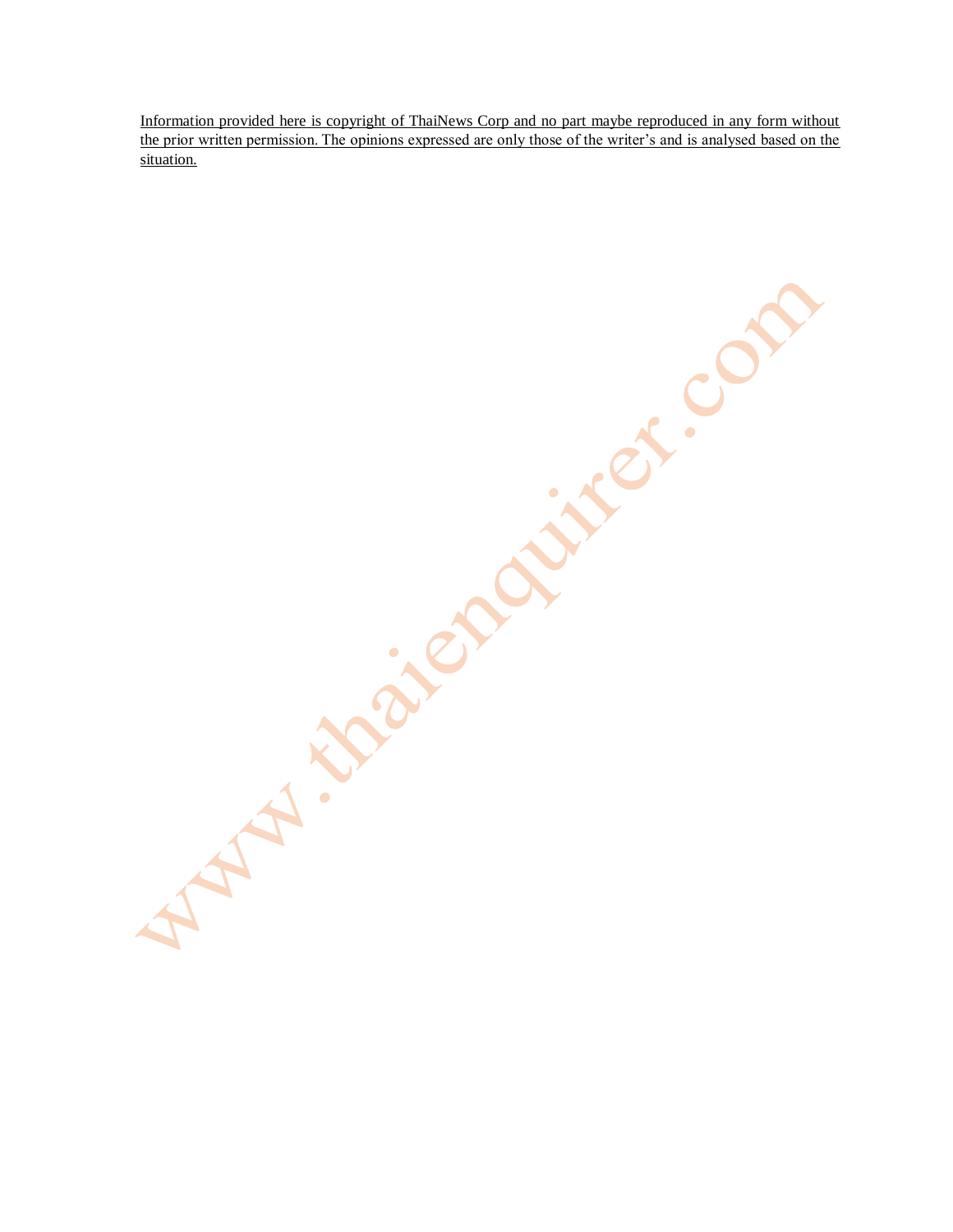Information provided here is copyright of ThaiNews Corp and no part maybe reproduced in any form without the prior written permission. The opinions expressed are only those of the writer's and is analysed based on the situation.